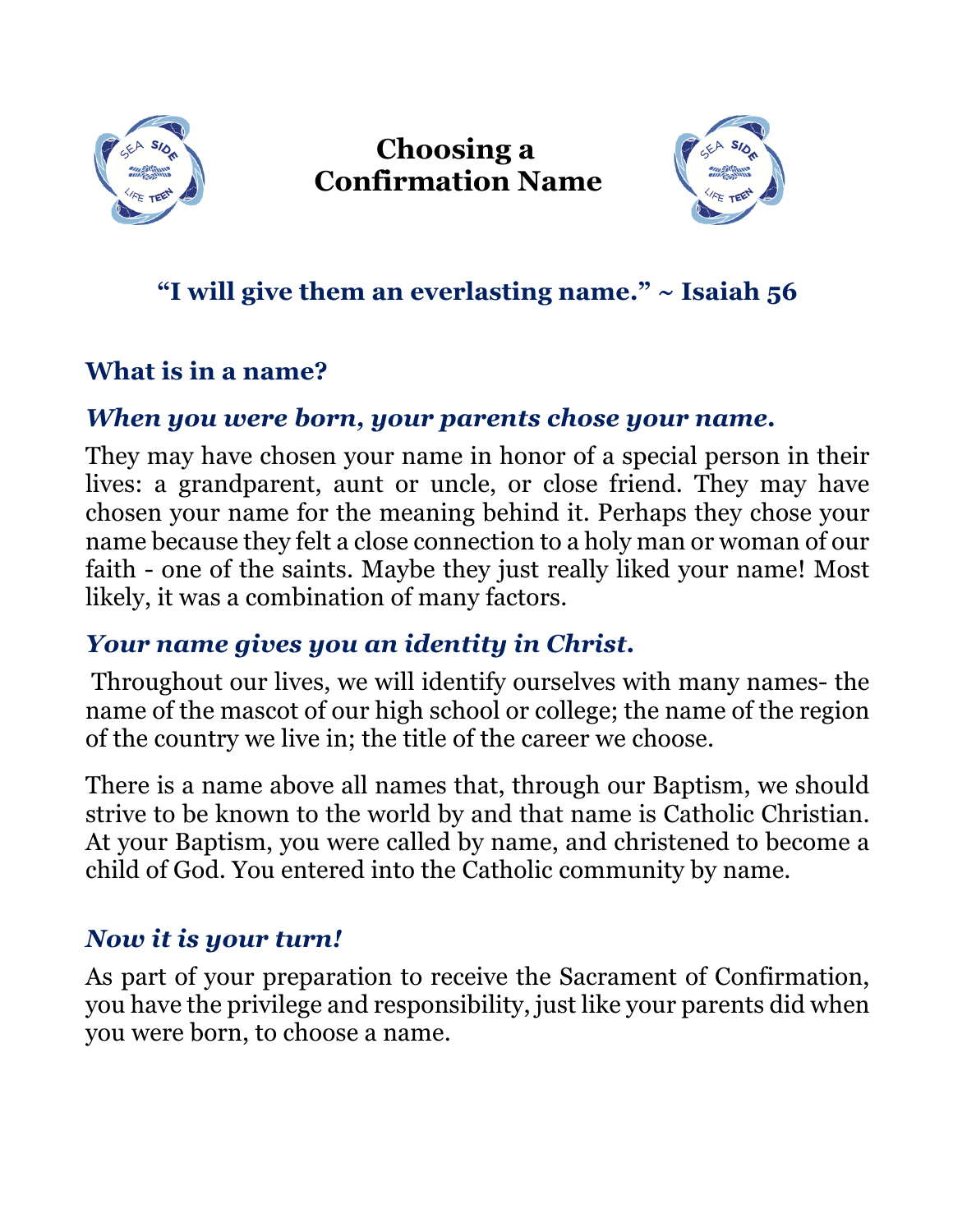# Choosing a Confirmation Name

**"I will give them an everlasting name." ~ Isaiah 56**

## What is in a name?

### *When you were born, your parents chose your name.*

They may have chosen your name in honor of a special person in their lives: a grandparent, aunt or uncle, or close friend. They may have chosen your name for the meaning behind it. Perhaps they chose your name because they felt a close connection to a holy man or woman of our faith - one of the saints. Maybe they just really liked your name! Most likely, it was a combination of many factors.

### *Your name gives you an identity in Christ.*

Throughout our lives, we will identify ourselves with many names- the name of the mascot of our high school or college; the name of the region of the country we live in; the title of the career we choose.

There is a name above all names that, through our Baptism, we should strive to be known to the world by and that name is Catholic Christian. At your Baptism, you were called by name, and christened to become a child of God. You entered into the Catholic community by name.

### *Now it is your turn!*

As part of your preparation to receive the Sacrament of Confirmation, you have the privilege and responsibility, just like your parents did when you were born, to choose a name.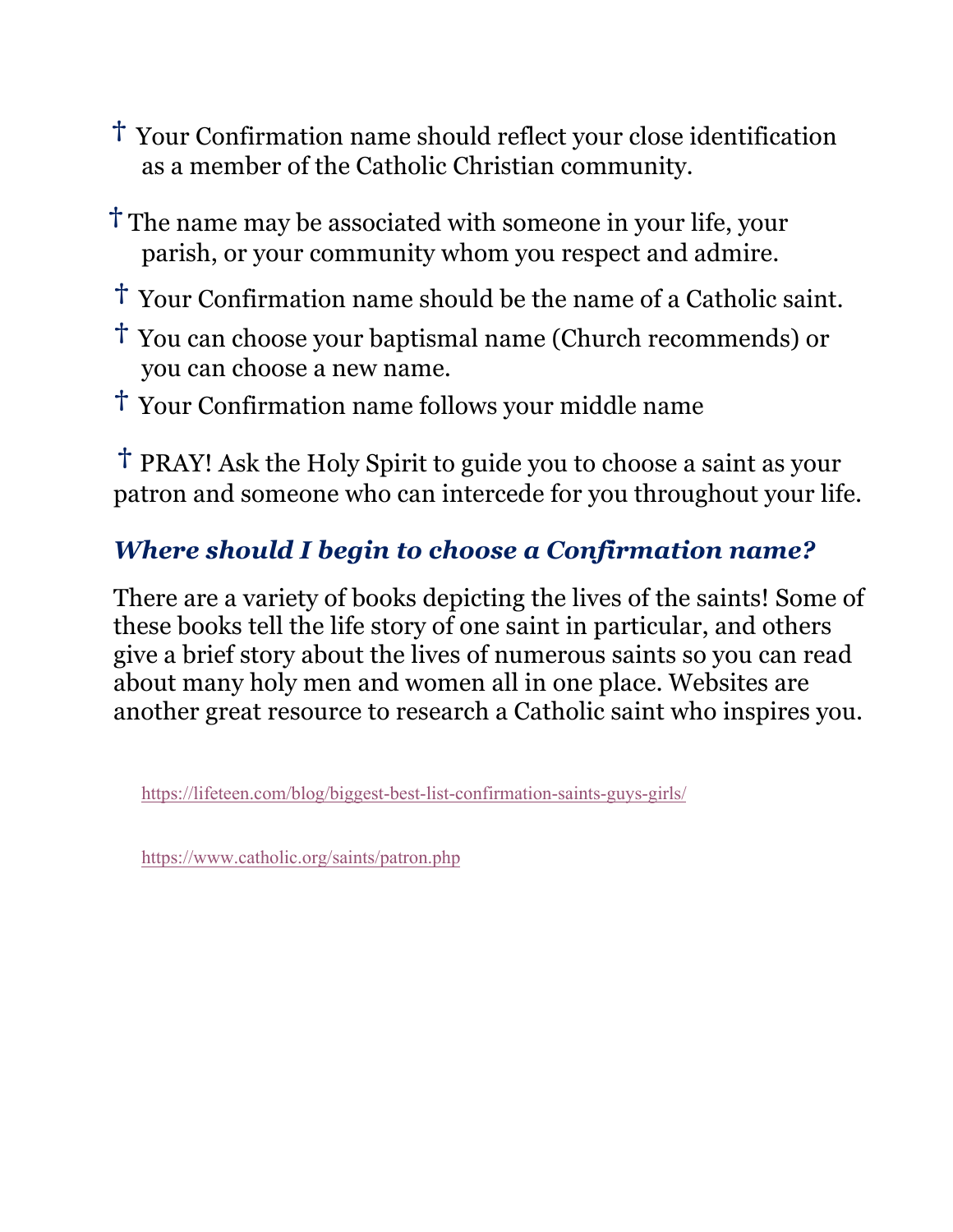- † Your Confirmation name should reflect your close identification as a member of the Catholic Christian community.
- † The name may be associated with someone in your life, your parish, or your community whom you respect and admire.
- † Your Confirmation name should be the name of a Catholic saint.
- † You can choose your baptismal name (Church recommends) or you can choose a new name.
- † Your Confirmation name follows your middle name

† PRAY! Ask the Holy Spirit to guide you to choose a saint as your patron and someone who can intercede for you throughout your life.

### *Where should I begin to choose a Confirmation name?*

There are a variety of books depicting the lives of the saints! Some of these books tell the life story of one saint in particular, and others give a brief story about the lives of numerous saints so you can read about many holy men and women all in one place. Websites are another great resource to research a Catholic saint who inspires you.

https://lifeteen.com/blog/biggest-best-list-confirmation-saints-guys-girls/

https://www.catholic.org/saints/patron.php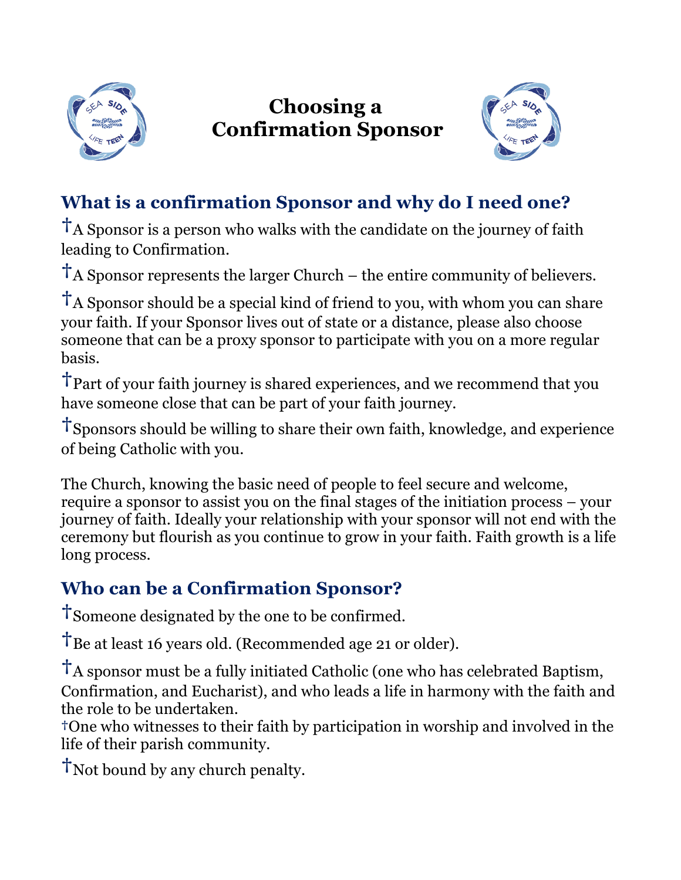# Choosing a Confirmation Sponsor

## What is a confirmation Sponsor and why do I need one?

†A Sponsor is a person who walks with the candidate on the journey of faith leading to Confirmation.

†A Sponsor represents the larger Church – the entire community of believers.

†A Sponsor should be a special kind of friend to you, with whom you can share your faith. If your Sponsor lives out of state or a distance, please also choose someone that can be a proxy sponsor to participate with you on a more regular basis.

†Part of your faith journey is shared experiences, and we recommend that you have someone close that can be part of your faith journey.

†Sponsors should be willing to share their own faith, knowledge, and experience of being Catholic with you.

The Church, knowing the basic need of people to feel secure and welcome, require a sponsor to assist you on the final stages of the initiation process – your journey of faith. Ideally your relationship with your sponsor will not end with the ceremony but flourish as you continue to grow in your faith. Faith growth is a life long process.

## Who can be a Confirmation Sponsor?

†Someone designated by the one to be confirmed.

†Be at least 16 years old. (Recommended age 21 or older).

†A sponsor must be a fully initiated Catholic (one who has celebrated Baptism, Confirmation, and Eucharist), and who leads a life in harmony with the faith and the role to be undertaken.

†One who witnesses to their faith by participation in worship and involved in the life of their parish community.

†Not bound by any church penalty.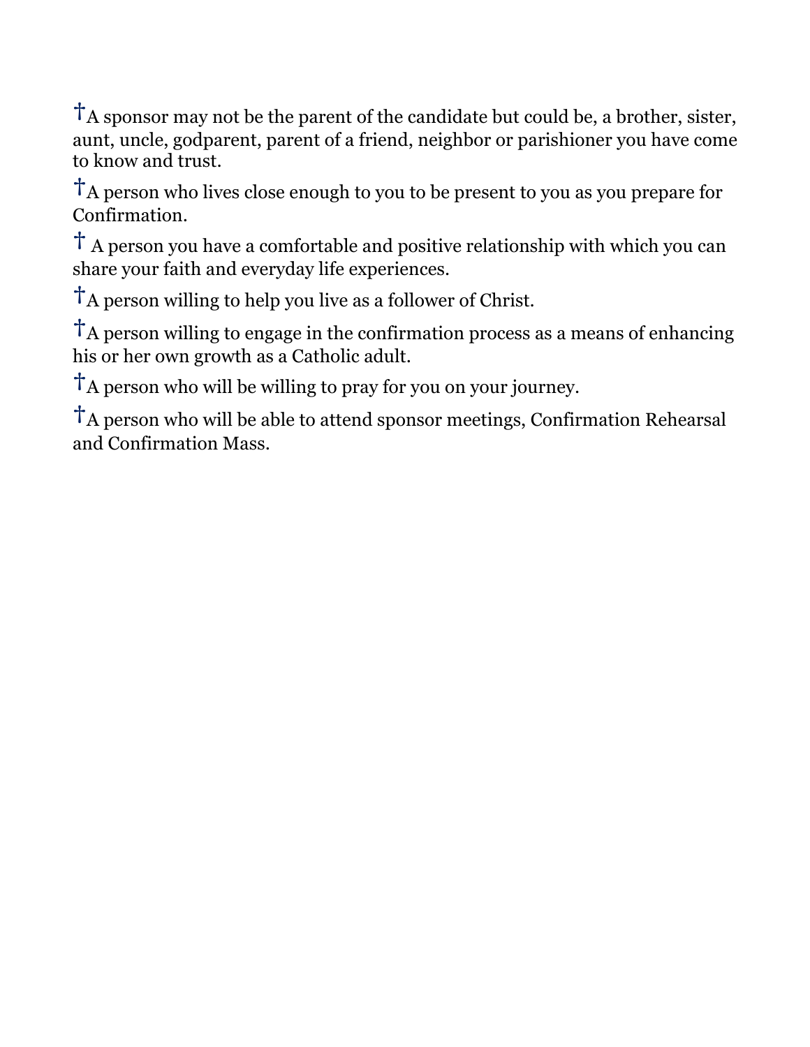† A sponsor may not be the parent of the candidate but could be, a brother, sister, aunt, uncle, godparent, parent of a friend, neighbor or parishioner you have come to know and trust.

† A person who lives close enough to you to be present to you as you prepare for Confirmation.

† A person you have a comfortable and positive relationship with which you can share your faith and everyday life experiences.

† A person willing to help you live as a follower of Christ.

† A person willing to engage in the confirmation process as a means of enhancing his or her own growth as a Catholic adult.

† A person who will be willing to pray for you on your journey.

† A person who will be able to attend sponsor meetings, Confirmation Rehearsal and Confirmation Mass.